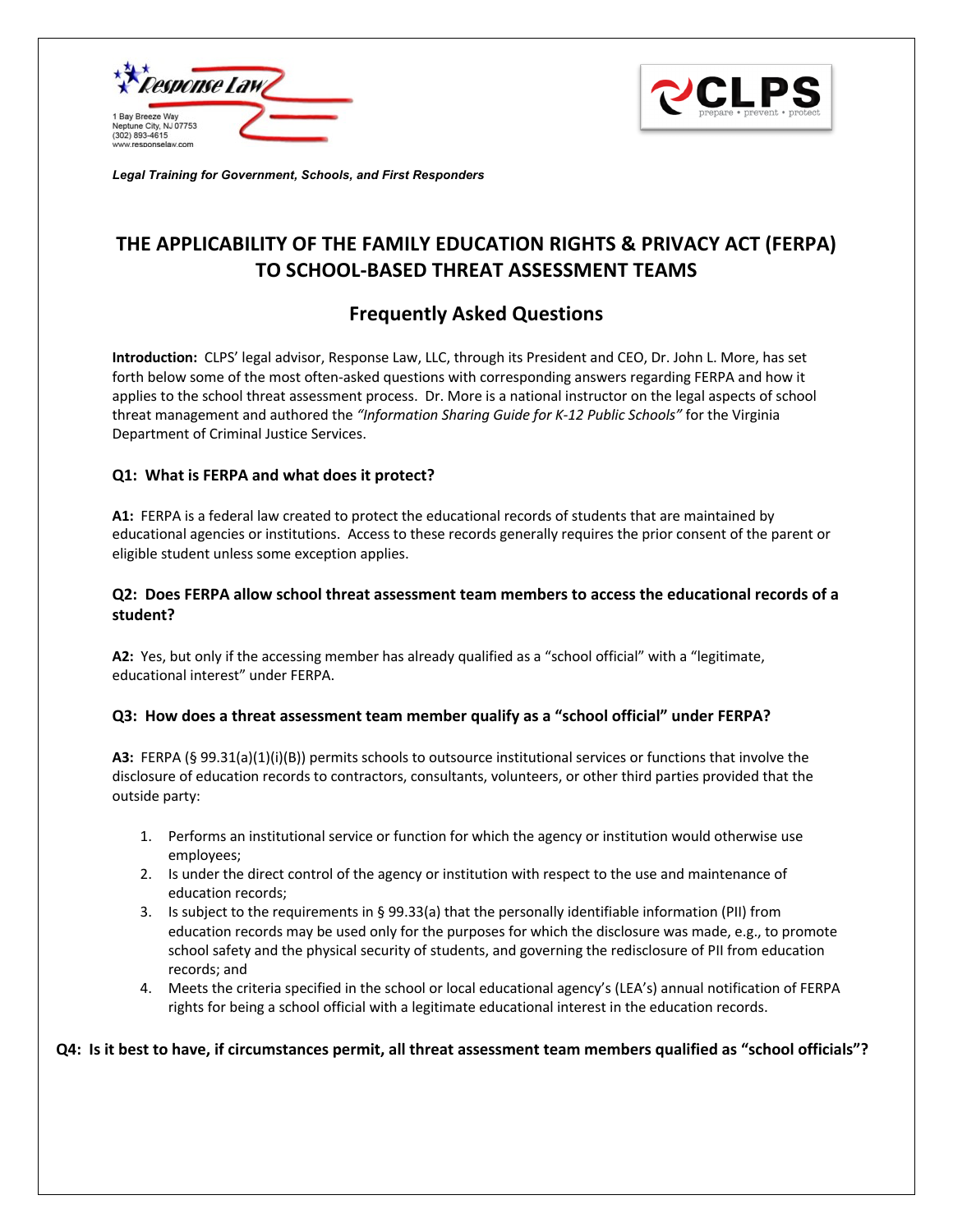Response Law

1 Bay Breeze Way
Neptune City, NJ 07753
(302) 893-4615
www.responselaw.com

CLPS prepare • prevent • protect

***Legal Training for Government, Schools, and First Responders***

# THE APPLICABILITY OF THE FAMILY EDUCATION RIGHTS & PRIVACY ACT (FERPA) TO SCHOOL-BASED THREAT ASSESSMENT TEAMS

## Frequently Asked Questions

**Introduction:** CLPS' legal advisor, Response Law, LLC, through its President and CEO, Dr. John L. More, has set forth below some of the most often-asked questions with corresponding answers regarding FERPA and how it applies to the school threat assessment process. Dr. More is a national instructor on the legal aspects of school threat management and authored the *"Information Sharing Guide for K-12 Public Schools"* for the Virginia Department of Criminal Justice Services.

### Q1: What is FERPA and what does it protect?

**A1:** FERPA is a federal law created to protect the educational records of students that are maintained by educational agencies or institutions. Access to these records generally requires the prior consent of the parent or eligible student unless some exception applies.

### Q2: Does FERPA allow school threat assessment team members to access the educational records of a student?

**A2:** Yes, but only if the accessing member has already qualified as a "school official" with a "legitimate, educational interest" under FERPA.

### Q3: How does a threat assessment team member qualify as a "school official" under FERPA?

**A3:** FERPA (§ 99.31(a)(1)(i)(B)) permits schools to outsource institutional services or functions that involve the disclosure of education records to contractors, consultants, volunteers, or other third parties provided that the outside party:

1. Performs an institutional service or function for which the agency or institution would otherwise use employees;
2. Is under the direct control of the agency or institution with respect to the use and maintenance of education records;
3. Is subject to the requirements in § 99.33(a) that the personally identifiable information (PII) from education records may be used only for the purposes for which the disclosure was made, e.g., to promote school safety and the physical security of students, and governing the redisclosure of PII from education records; and
4. Meets the criteria specified in the school or local educational agency's (LEA's) annual notification of FERPA rights for being a school official with a legitimate educational interest in the education records.

### Q4: Is it best to have, if circumstances permit, all threat assessment team members qualified as "school officials"?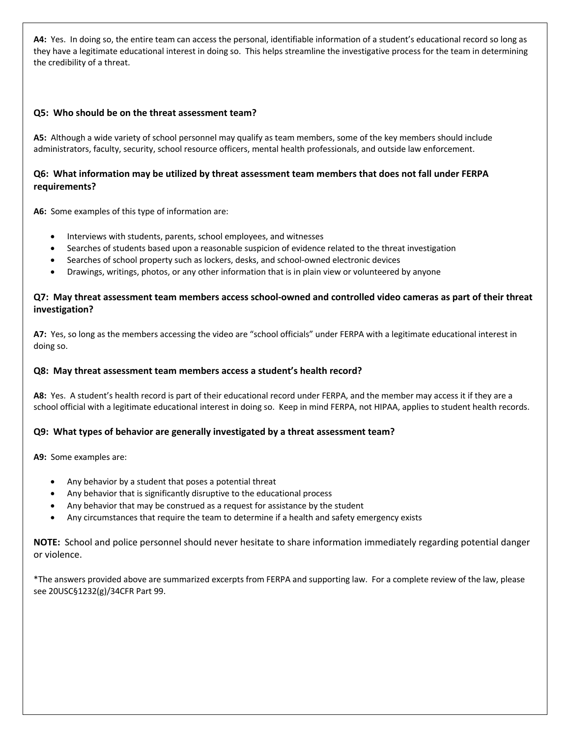**A4:** Yes. In doing so, the entire team can access the personal, identifiable information of a student's educational record so long as they have a legitimate educational interest in doing so. This helps streamline the investigative process for the team in determining the credibility of a threat.

### Q5: Who should be on the threat assessment team?

**A5:** Although a wide variety of school personnel may qualify as team members, some of the key members should include administrators, faculty, security, school resource officers, mental health professionals, and outside law enforcement.

### Q6: What information may be utilized by threat assessment team members that does not fall under FERPA requirements?

**A6:** Some examples of this type of information are:

- Interviews with students, parents, school employees, and witnesses
- Searches of students based upon a reasonable suspicion of evidence related to the threat investigation
- Searches of school property such as lockers, desks, and school-owned electronic devices
- Drawings, writings, photos, or any other information that is in plain view or volunteered by anyone

### Q7: May threat assessment team members access school-owned and controlled video cameras as part of their threat investigation?

**A7:** Yes, so long as the members accessing the video are "school officials" under FERPA with a legitimate educational interest in doing so.

### Q8: May threat assessment team members access a student's health record?

**A8:** Yes. A student's health record is part of their educational record under FERPA, and the member may access it if they are a school official with a legitimate educational interest in doing so. Keep in mind FERPA, not HIPAA, applies to student health records.

### Q9: What types of behavior are generally investigated by a threat assessment team?

**A9:** Some examples are:

- Any behavior by a student that poses a potential threat
- Any behavior that is significantly disruptive to the educational process
- Any behavior that may be construed as a request for assistance by the student
- Any circumstances that require the team to determine if a health and safety emergency exists

**NOTE:** School and police personnel should never hesitate to share information immediately regarding potential danger or violence.

*The answers provided above are summarized excerpts from FERPA and supporting law. For a complete review of the law, please see 20USC§1232(g)/34CFR Part 99.